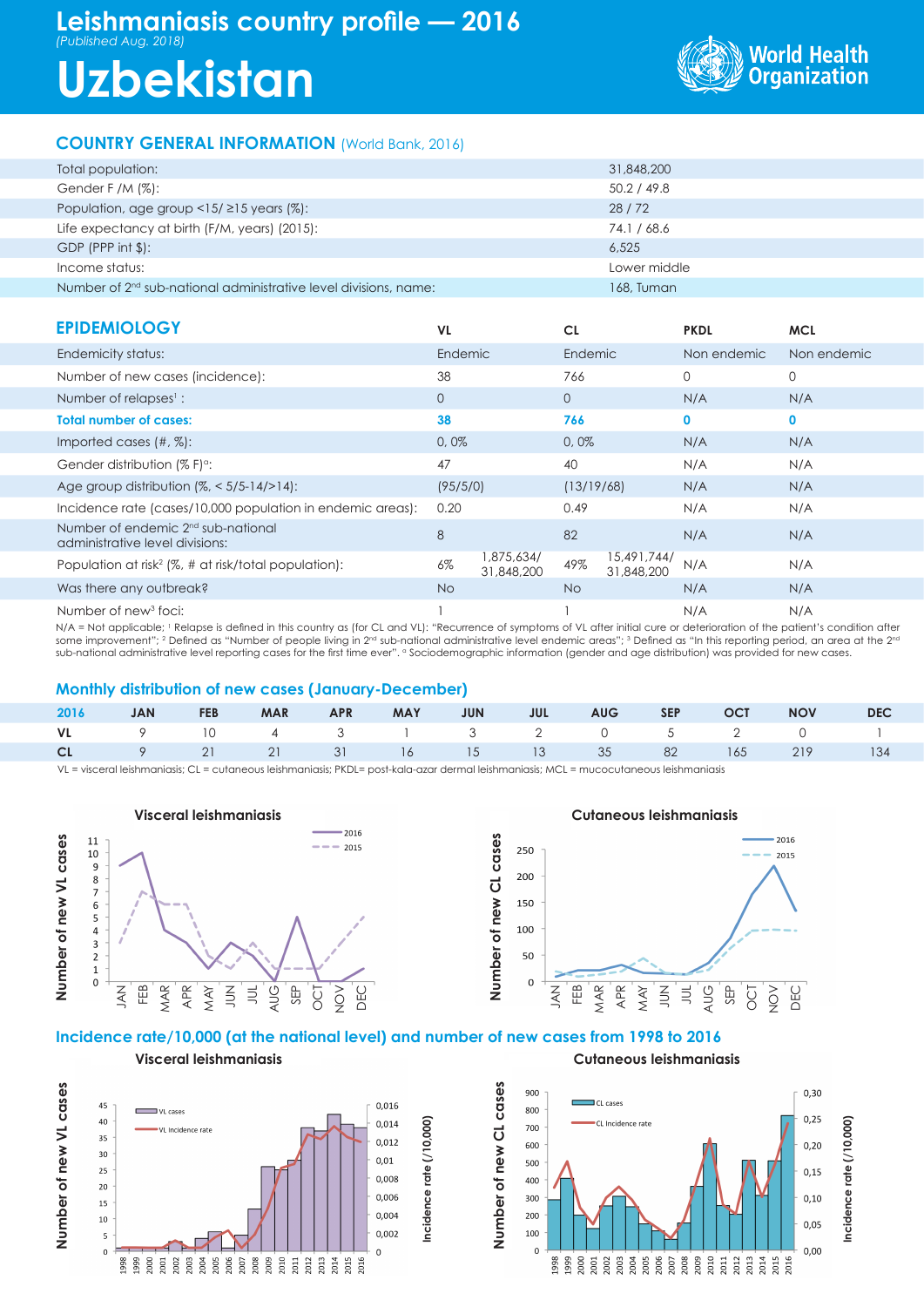# Leishmaniasis country profile — 2016

*(Published Aug. 2018)*

# Uzbekistan

World Health Organization

## COUNTRY GENERAL INFORMATION (World Bank, 2016)

| | |
|---|---|
| Total population: | 31,848,200 |
| Gender F /M (%): | 50.2 / 49.8 |
| Population, age group <15/ ≥15 years (%): | 28 / 72 |
| Life expectancy at birth (F/M, years) (2015): | 74.1 / 68.6 |
| GDP (PPP int $): | 6,525 |
| Income status: | Lower middle |
| Number of 2nd sub-national administrative level divisions, name: | 168, Tuman |

## EPIDEMIOLOGY

| | VL | | CL | | PKDL | MCL |
|---|---|---|---|---|---|---|
| Endemicity status: | Endemic | | Endemic | | Non endemic | Non endemic |
| Number of new cases (incidence): | 38 | | 766 | | 0 | 0 |
| Number of relapses[1] : | 0 | | 0 | | N/A | N/A |
| **Total number of cases:** | **38** | | **766** | | **0** | **0** |
| Imported cases (#, %): | 0, 0% | | 0, 0% | | N/A | N/A |
| Gender distribution (% F)[a]: | 47 | | 40 | | N/A | N/A |
| Age group distribution (%, < 5/5-14/>14): | (95/5/0) | | (13/19/68) | | N/A | N/A |
| Incidence rate (cases/10,000 population in endemic areas): | 0.20 | | 0.49 | | N/A | N/A |
| Number of endemic 2nd sub-national administrative level divisions: | 8 | | 82 | | N/A | N/A |
| Population at risk[2] (%, # at risk/total population): | 6% | 1,875,634/ 31,848,200 | 49% | 15,491,744/ 31,848,200 | N/A | N/A |
| Was there any outbreak? | No | | No | | N/A | N/A |
| Number of new[3] foci: | 1 | | 1 | | N/A | N/A |

N/A = Not applicable; [1] Relapse is defined in this country as (for CL and VL): "Recurrence of symptoms of VL after initial cure or deterioration of the patient's condition after some improvement"; [2] Defined as "Number of people living in 2nd sub-national administrative level endemic areas"; [3] Defined as "In this reporting period, an area at the 2nd sub-national administrative level reporting cases for the first time ever". [a] Sociodemographic information (gender and age distribution) was provided for new cases.

## Monthly distribution of new cases (January-December)

| 2016 | JAN | FEB | MAR | APR | MAY | JUN | JUL | AUG | SEP | OCT | NOV | DEC |
|---|---|---|---|---|---|---|---|---|---|---|---|---|
| VL | 9 | 10 | 4 | 3 | 1 | 3 | 2 | 0 | 5 | 2 | 0 | 1 |
| CL | 9 | 21 | 21 | 31 | 16 | 15 | 13 | 35 | 82 | 165 | 219 | 134 |

VL = visceral leishmaniasis; CL = cutaneous leishmaniasis; PKDL= post-kala-azar dermal leishmaniasis; MCL = mucocutaneous leishmaniasis

## Incidence rate/10,000 (at the national level) and number of new cases from 1998 to 2016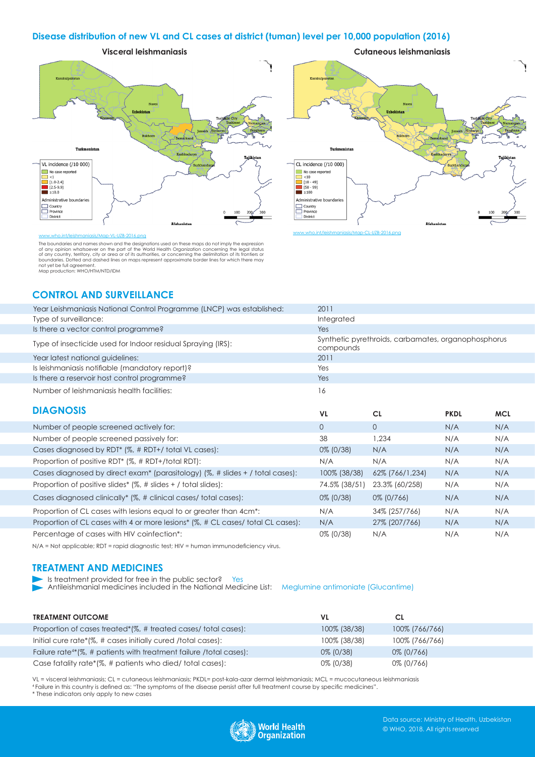## Disease distribution of new VL and CL cases at district (tuman) level per 10,000 population (2016)

### Visceral leishmaniasis

Karakalpakstan
Navoi
Uzbekistan
Khorezm
Tashkent City
Tashkent
Namangan
Jizzakh
Sirdaryo
Ferghana
Bukhoro
Samarkand
Turkmenistan
Kashkadarya
Tajikistan
Surkhandarya
Afghanistan

VL incidence (/10 000)
No case reported
<1
[1.0-2.4]
[2.5-9.9]
≥10.0

Administrative boundaries
Country
Province
District

0 100 200 300

www.who.int/leishmaniasis/Map-VL-UZB-2016.png

### Cutaneous leishmaniasis

Karakalpakstan
Navoi
Uzbekistan
Khorezm
Tashkent City
Tashkent
Namangan
Jizzakh
Sirdaryo
Ferghana
Bukhoro
Samarkand
Turkmenistan
Kashkadarya
Tajikistan
Surkhandarya
Afghanistan

CL incidence (/10 000)
No case reported
<10
[10 - 49]
[50 - 99]
≥100

Administrative boundaries
Country
Province
District

0 100 200 300

www.who.int/leishmaniasis/Map-CL-UZB-2016.png

The boundaries and names shown and the designations used on these maps do not imply the expression of any opinion whatsoever on the part of the World Health Organization concerning the legal status of any country, territory, city or area or of its authorities, or concerning the delimitation of its frontiers or boundaries. Dotted and dashed lines on maps represent approximate border lines for which there may not yet be full agreement.
Map production: WHO/HTM/NTD/IDM

## CONTROL AND SURVEILLANCE

| | |
|---|---|
| Year Leishmaniasis National Control Programme (LNCP) was established: | 2011 |
| Type of surveillance: | Integrated |
| Is there a vector control programme? | Yes |
| Type of insecticide used for Indoor residual Spraying (IRS): | Synthetic pyrethroids, carbamates, organophosphorus compounds |
| Year latest national guidelines: | 2011 |
| Is leishmaniasis notifiable (mandatory report)? | Yes |
| Is there a reservoir host control programme? | Yes |
| Number of leishmaniasis health facilities: | 16 |

## DIAGNOSIS

| | VL | CL | PKDL | MCL |
|---|---|---|---|---|
| Number of people screened actively for: | 0 | 0 | N/A | N/A |
| Number of people screened passively for: | 38 | 1,234 | N/A | N/A |
| Cases diagnosed by RDT* (%, # RDT+/ total VL cases): | 0% (0/38) | N/A | N/A | N/A |
| Proportion of positive RDT* (%, # RDT+/total RDT): | N/A | N/A | N/A | N/A |
| Cases diagnosed by direct exam* (parasitology) (%, # slides + / total cases): | 100% (38/38) | 62% (766/1,234) | N/A | N/A |
| Proportion of positive slides* (%, # slides + / total slides): | 74.5% (38/51) | 23.3% (60/258) | N/A | N/A |
| Cases diagnosed clinically* (%, # clinical cases/ total cases): | 0% (0/38) | 0% (0/766) | N/A | N/A |
| Proportion of CL cases with lesions equal to or greater than 4cm*: | N/A | 34% (257/766) | N/A | N/A |
| Proportion of CL cases with 4 or more lesions* (%, # CL cases/ total CL cases): | N/A | 27% (207/766) | N/A | N/A |
| Percentage of cases with HIV coinfection*: | 0% (0/38) | N/A | N/A | N/A |

N/A = Not applicable; RDT = rapid diagnostic test; HIV = human immunodeficiency virus.

## TREATMENT AND MEDICINES

- Is treatment provided for free in the public sector? Yes
- Antileishmanial medicines included in the National Medicine List: Meglumine antimoniate (Glucantime)

| TREATMENT OUTCOME | VL | CL |
|---|---|---|
| Proportion of cases treated*(%, # treated cases/ total cases): | 100% (38/38) | 100% (766/766) |
| Initial cure rate*(%, # cases initially cured /total cases): | 100% (38/38) | 100% (766/766) |
| Failure rate[a]*(%, # patients with treatment failure /total cases): | 0% (0/38) | 0% (0/766) |
| Case fatality rate*(%, # patients who died/ total cases): | 0% (0/38) | 0% (0/766) |

VL = visceral leishmaniasis; CL = cutaneous leishmaniasis; PKDL= post-kala-azar dermal leishmaniasis; MCL = mucocutaneous leishmaniasis
[a] Failure in this country is defined as: "The symptoms of the disease persist after full treatment course by specific medicines".
* These indicators only apply to new cases

World Health Organization

Data source: Ministry of Health, Uzbekistan
© WHO, 2018. All rights reserved